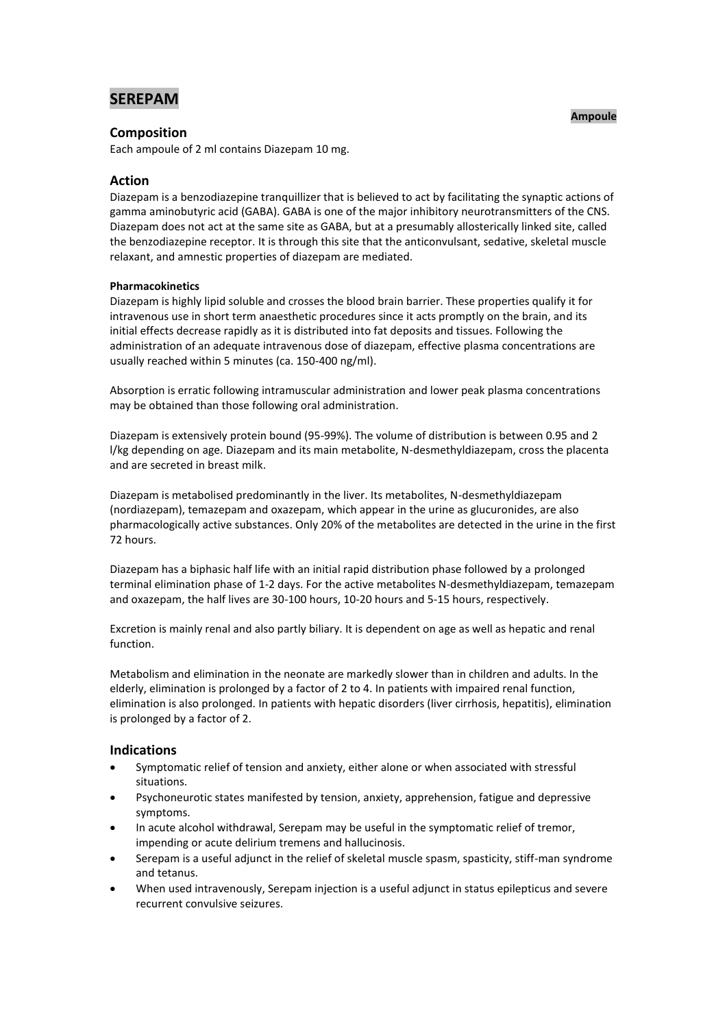# SEREPAM

**Ampoule**

## Composition

Each ampoule of 2 ml contains Diazepam 10 mg.

## Action

Diazepam is a benzodiazepine tranquillizer that is believed to act by facilitating the synaptic actions of gamma aminobutyric acid (GABA). GABA is one of the major inhibitory neurotransmitters of the CNS. Diazepam does not act at the same site as GABA, but at a presumably allosterically linked site, called the benzodiazepine receptor. It is through this site that the anticonvulsant, sedative, skeletal muscle relaxant, and amnestic properties of diazepam are mediated.

#### Pharmacokinetics

Diazepam is highly lipid soluble and crosses the blood brain barrier. These properties qualify it for intravenous use in short term anaesthetic procedures since it acts promptly on the brain, and its initial effects decrease rapidly as it is distributed into fat deposits and tissues. Following the administration of an adequate intravenous dose of diazepam, effective plasma concentrations are usually reached within 5 minutes (ca. 150-400 ng/ml).

Absorption is erratic following intramuscular administration and lower peak plasma concentrations may be obtained than those following oral administration.

Diazepam is extensively protein bound (95-99%). The volume of distribution is between 0.95 and 2 l/kg depending on age. Diazepam and its main metabolite, N-desmethyldiazepam, cross the placenta and are secreted in breast milk.

Diazepam is metabolised predominantly in the liver. Its metabolites, N-desmethyldiazepam (nordiazepam), temazepam and oxazepam, which appear in the urine as glucuronides, are also pharmacologically active substances. Only 20% of the metabolites are detected in the urine in the first 72 hours.

Diazepam has a biphasic half life with an initial rapid distribution phase followed by a prolonged terminal elimination phase of 1-2 days. For the active metabolites N-desmethyldiazepam, temazepam and oxazepam, the half lives are 30-100 hours, 10-20 hours and 5-15 hours, respectively.

Excretion is mainly renal and also partly biliary. It is dependent on age as well as hepatic and renal function.

Metabolism and elimination in the neonate are markedly slower than in children and adults. In the elderly, elimination is prolonged by a factor of 2 to 4. In patients with impaired renal function, elimination is also prolonged. In patients with hepatic disorders (liver cirrhosis, hepatitis), elimination is prolonged by a factor of 2.

## Indications

- Symptomatic relief of tension and anxiety, either alone or when associated with stressful situations.
- Psychoneurotic states manifested by tension, anxiety, apprehension, fatigue and depressive symptoms.
- In acute alcohol withdrawal, Serepam may be useful in the symptomatic relief of tremor, impending or acute delirium tremens and hallucinosis.
- Serepam is a useful adjunct in the relief of skeletal muscle spasm, spasticity, stiff-man syndrome and tetanus.
- When used intravenously, Serepam injection is a useful adjunct in status epilepticus and severe recurrent convulsive seizures.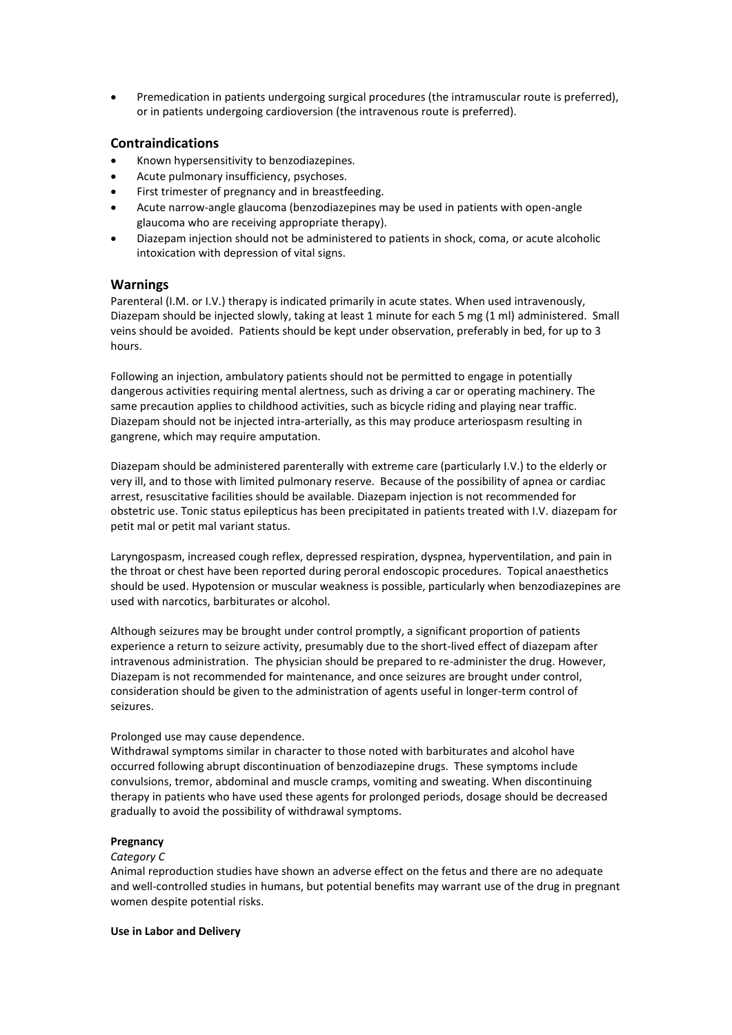- Premedication in patients undergoing surgical procedures (the intramuscular route is preferred), or in patients undergoing cardioversion (the intravenous route is preferred).

## Contraindications

- Known hypersensitivity to benzodiazepines.
- Acute pulmonary insufficiency, psychoses.
- First trimester of pregnancy and in breastfeeding.
- Acute narrow-angle glaucoma (benzodiazepines may be used in patients with open-angle glaucoma who are receiving appropriate therapy).
- Diazepam injection should not be administered to patients in shock, coma, or acute alcoholic intoxication with depression of vital signs.

## Warnings

Parenteral (I.M. or I.V.) therapy is indicated primarily in acute states. When used intravenously, Diazepam should be injected slowly, taking at least 1 minute for each 5 mg (1 ml) administered. Small veins should be avoided. Patients should be kept under observation, preferably in bed, for up to 3 hours.

Following an injection, ambulatory patients should not be permitted to engage in potentially dangerous activities requiring mental alertness, such as driving a car or operating machinery. The same precaution applies to childhood activities, such as bicycle riding and playing near traffic. Diazepam should not be injected intra-arterially, as this may produce arteriospasm resulting in gangrene, which may require amputation.

Diazepam should be administered parenterally with extreme care (particularly I.V.) to the elderly or very ill, and to those with limited pulmonary reserve. Because of the possibility of apnea or cardiac arrest, resuscitative facilities should be available. Diazepam injection is not recommended for obstetric use. Tonic status epilepticus has been precipitated in patients treated with I.V. diazepam for petit mal or petit mal variant status.

Laryngospasm, increased cough reflex, depressed respiration, dyspnea, hyperventilation, and pain in the throat or chest have been reported during peroral endoscopic procedures. Topical anaesthetics should be used. Hypotension or muscular weakness is possible, particularly when benzodiazepines are used with narcotics, barbiturates or alcohol.

Although seizures may be brought under control promptly, a significant proportion of patients experience a return to seizure activity, presumably due to the short-lived effect of diazepam after intravenous administration. The physician should be prepared to re-administer the drug. However, Diazepam is not recommended for maintenance, and once seizures are brought under control, consideration should be given to the administration of agents useful in longer-term control of seizures.

Prolonged use may cause dependence.
Withdrawal symptoms similar in character to those noted with barbiturates and alcohol have occurred following abrupt discontinuation of benzodiazepine drugs. These symptoms include convulsions, tremor, abdominal and muscle cramps, vomiting and sweating. When discontinuing therapy in patients who have used these agents for prolonged periods, dosage should be decreased gradually to avoid the possibility of withdrawal symptoms.

**Pregnancy**

*Category C*

Animal reproduction studies have shown an adverse effect on the fetus and there are no adequate and well-controlled studies in humans, but potential benefits may warrant use of the drug in pregnant women despite potential risks.

**Use in Labor and Delivery**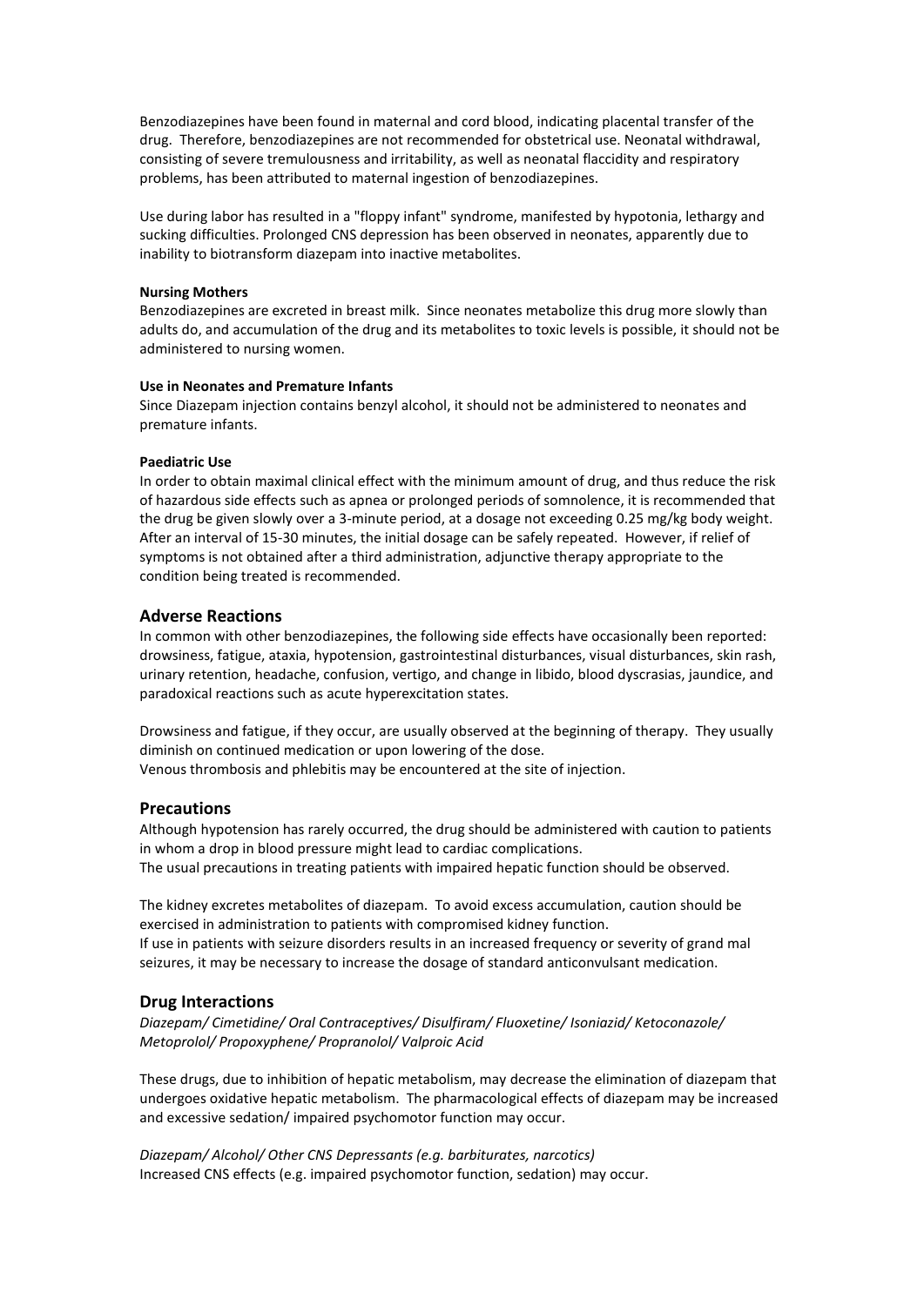Benzodiazepines have been found in maternal and cord blood, indicating placental transfer of the drug. Therefore, benzodiazepines are not recommended for obstetrical use. Neonatal withdrawal, consisting of severe tremulousness and irritability, as well as neonatal flaccidity and respiratory problems, has been attributed to maternal ingestion of benzodiazepines.

Use during labor has resulted in a "floppy infant" syndrome, manifested by hypotonia, lethargy and sucking difficulties. Prolonged CNS depression has been observed in neonates, apparently due to inability to biotransform diazepam into inactive metabolites.

**Nursing Mothers**

Benzodiazepines are excreted in breast milk. Since neonates metabolize this drug more slowly than adults do, and accumulation of the drug and its metabolites to toxic levels is possible, it should not be administered to nursing women.

**Use in Neonates and Premature Infants**

Since Diazepam injection contains benzyl alcohol, it should not be administered to neonates and premature infants.

**Paediatric Use**

In order to obtain maximal clinical effect with the minimum amount of drug, and thus reduce the risk of hazardous side effects such as apnea or prolonged periods of somnolence, it is recommended that the drug be given slowly over a 3-minute period, at a dosage not exceeding 0.25 mg/kg body weight. After an interval of 15-30 minutes, the initial dosage can be safely repeated. However, if relief of symptoms is not obtained after a third administration, adjunctive therapy appropriate to the condition being treated is recommended.

## Adverse Reactions

In common with other benzodiazepines, the following side effects have occasionally been reported: drowsiness, fatigue, ataxia, hypotension, gastrointestinal disturbances, visual disturbances, skin rash, urinary retention, headache, confusion, vertigo, and change in libido, blood dyscrasias, jaundice, and paradoxical reactions such as acute hyperexcitation states.

Drowsiness and fatigue, if they occur, are usually observed at the beginning of therapy. They usually diminish on continued medication or upon lowering of the dose.
Venous thrombosis and phlebitis may be encountered at the site of injection.

## Precautions

Although hypotension has rarely occurred, the drug should be administered with caution to patients in whom a drop in blood pressure might lead to cardiac complications.
The usual precautions in treating patients with impaired hepatic function should be observed.

The kidney excretes metabolites of diazepam. To avoid excess accumulation, caution should be exercised in administration to patients with compromised kidney function.
If use in patients with seizure disorders results in an increased frequency or severity of grand mal seizures, it may be necessary to increase the dosage of standard anticonvulsant medication.

## Drug Interactions

*Diazepam/ Cimetidine/ Oral Contraceptives/ Disulfiram/ Fluoxetine/ Isoniazid/ Ketoconazole/ Metoprolol/ Propoxyphene/ Propranolol/ Valproic Acid*

These drugs, due to inhibition of hepatic metabolism, may decrease the elimination of diazepam that undergoes oxidative hepatic metabolism. The pharmacological effects of diazepam may be increased and excessive sedation/ impaired psychomotor function may occur.

*Diazepam/ Alcohol/ Other CNS Depressants (e.g. barbiturates, narcotics)*
Increased CNS effects (e.g. impaired psychomotor function, sedation) may occur.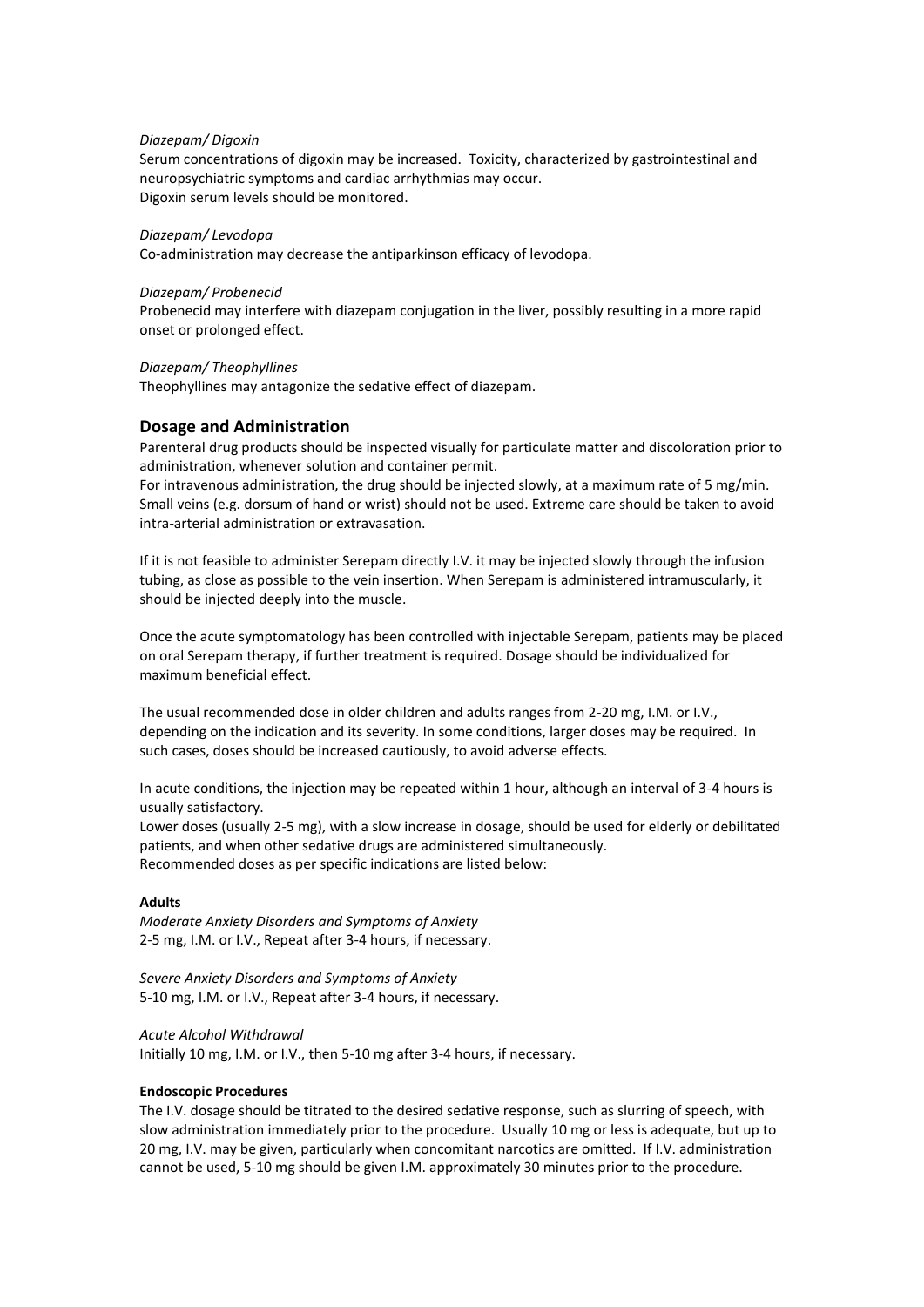*Diazepam/ Digoxin*

Serum concentrations of digoxin may be increased. Toxicity, characterized by gastrointestinal and neuropsychiatric symptoms and cardiac arrhythmias may occur.
Digoxin serum levels should be monitored.

*Diazepam/ Levodopa*

Co-administration may decrease the antiparkinson efficacy of levodopa.

*Diazepam/ Probenecid*

Probenecid may interfere with diazepam conjugation in the liver, possibly resulting in a more rapid onset or prolonged effect.

*Diazepam/ Theophyllines*

Theophyllines may antagonize the sedative effect of diazepam.

## Dosage and Administration

Parenteral drug products should be inspected visually for particulate matter and discoloration prior to administration, whenever solution and container permit.
For intravenous administration, the drug should be injected slowly, at a maximum rate of 5 mg/min. Small veins (e.g. dorsum of hand or wrist) should not be used. Extreme care should be taken to avoid intra-arterial administration or extravasation.

If it is not feasible to administer Serepam directly I.V. it may be injected slowly through the infusion tubing, as close as possible to the vein insertion. When Serepam is administered intramuscularly, it should be injected deeply into the muscle.

Once the acute symptomatology has been controlled with injectable Serepam, patients may be placed on oral Serepam therapy, if further treatment is required. Dosage should be individualized for maximum beneficial effect.

The usual recommended dose in older children and adults ranges from 2-20 mg, I.M. or I.V., depending on the indication and its severity. In some conditions, larger doses may be required. In such cases, doses should be increased cautiously, to avoid adverse effects.

In acute conditions, the injection may be repeated within 1 hour, although an interval of 3-4 hours is usually satisfactory.
Lower doses (usually 2-5 mg), with a slow increase in dosage, should be used for elderly or debilitated patients, and when other sedative drugs are administered simultaneously.
Recommended doses as per specific indications are listed below:

**Adults**

*Moderate Anxiety Disorders and Symptoms of Anxiety*
2-5 mg, I.M. or I.V., Repeat after 3-4 hours, if necessary.

*Severe Anxiety Disorders and Symptoms of Anxiety*
5-10 mg, I.M. or I.V., Repeat after 3-4 hours, if necessary.

*Acute Alcohol Withdrawal*
Initially 10 mg, I.M. or I.V., then 5-10 mg after 3-4 hours, if necessary.

**Endoscopic Procedures**

The I.V. dosage should be titrated to the desired sedative response, such as slurring of speech, with slow administration immediately prior to the procedure. Usually 10 mg or less is adequate, but up to 20 mg, I.V. may be given, particularly when concomitant narcotics are omitted. If I.V. administration cannot be used, 5-10 mg should be given I.M. approximately 30 minutes prior to the procedure.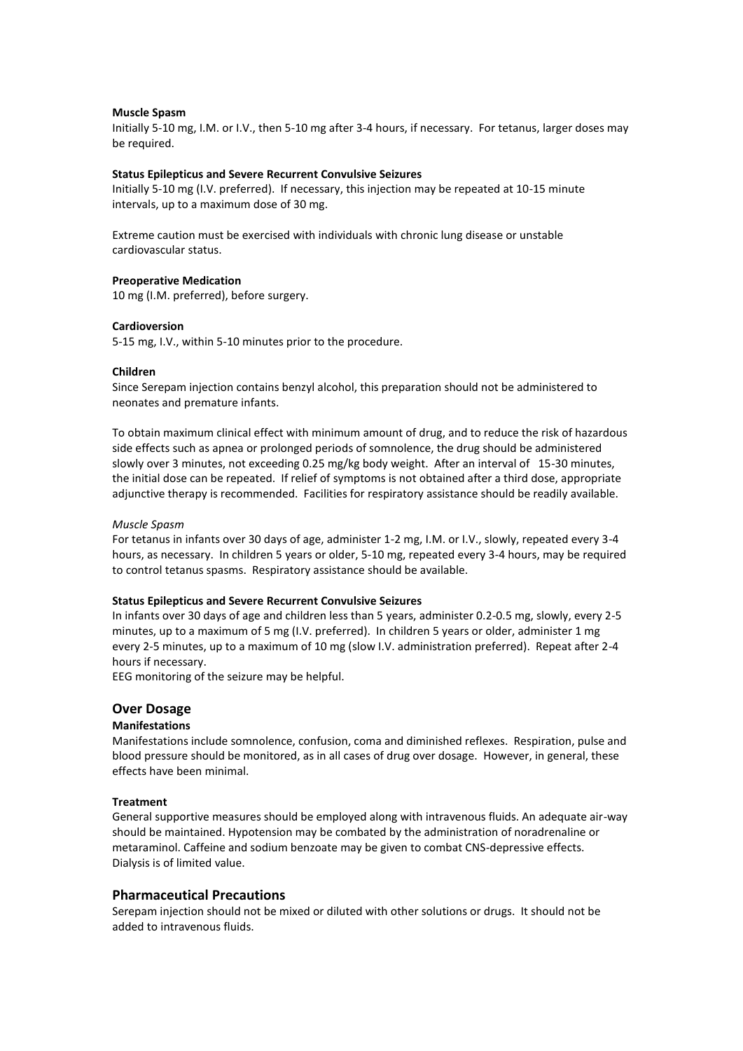**Muscle Spasm**

Initially 5-10 mg, I.M. or I.V., then 5-10 mg after 3-4 hours, if necessary. For tetanus, larger doses may be required.

**Status Epilepticus and Severe Recurrent Convulsive Seizures**

Initially 5-10 mg (I.V. preferred). If necessary, this injection may be repeated at 10-15 minute intervals, up to a maximum dose of 30 mg.

Extreme caution must be exercised with individuals with chronic lung disease or unstable cardiovascular status.

**Preoperative Medication**

10 mg (I.M. preferred), before surgery.

**Cardioversion**

5-15 mg, I.V., within 5-10 minutes prior to the procedure.

**Children**

Since Serepam injection contains benzyl alcohol, this preparation should not be administered to neonates and premature infants.

To obtain maximum clinical effect with minimum amount of drug, and to reduce the risk of hazardous side effects such as apnea or prolonged periods of somnolence, the drug should be administered slowly over 3 minutes, not exceeding 0.25 mg/kg body weight. After an interval of 15-30 minutes, the initial dose can be repeated. If relief of symptoms is not obtained after a third dose, appropriate adjunctive therapy is recommended. Facilities for respiratory assistance should be readily available.

*Muscle Spasm*

For tetanus in infants over 30 days of age, administer 1-2 mg, I.M. or I.V., slowly, repeated every 3-4 hours, as necessary. In children 5 years or older, 5-10 mg, repeated every 3-4 hours, may be required to control tetanus spasms. Respiratory assistance should be available.

**Status Epilepticus and Severe Recurrent Convulsive Seizures**

In infants over 30 days of age and children less than 5 years, administer 0.2-0.5 mg, slowly, every 2-5 minutes, up to a maximum of 5 mg (I.V. preferred). In children 5 years or older, administer 1 mg every 2-5 minutes, up to a maximum of 10 mg (slow I.V. administration preferred). Repeat after 2-4 hours if necessary.
EEG monitoring of the seizure may be helpful.

## Over Dosage

**Manifestations**

Manifestations include somnolence, confusion, coma and diminished reflexes. Respiration, pulse and blood pressure should be monitored, as in all cases of drug over dosage. However, in general, these effects have been minimal.

**Treatment**

General supportive measures should be employed along with intravenous fluids. An adequate air-way should be maintained. Hypotension may be combated by the administration of noradrenaline or metaraminol. Caffeine and sodium benzoate may be given to combat CNS-depressive effects. Dialysis is of limited value.

## Pharmaceutical Precautions

Serepam injection should not be mixed or diluted with other solutions or drugs. It should not be added to intravenous fluids.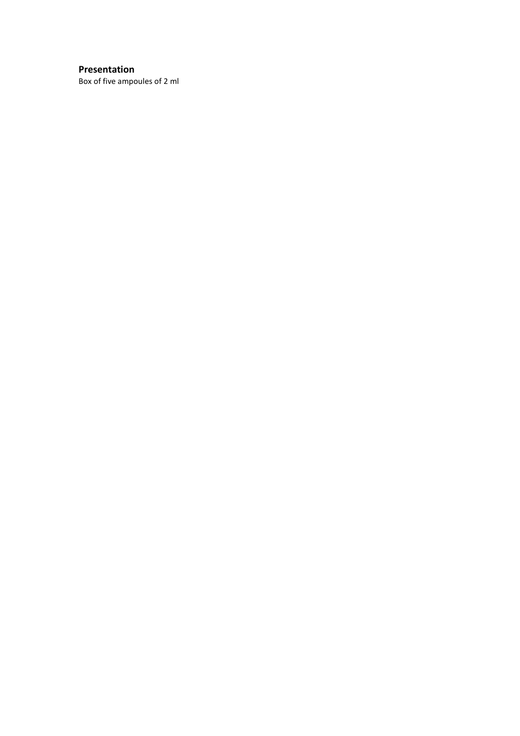**Presentation**

Box of five ampoules of 2 ml